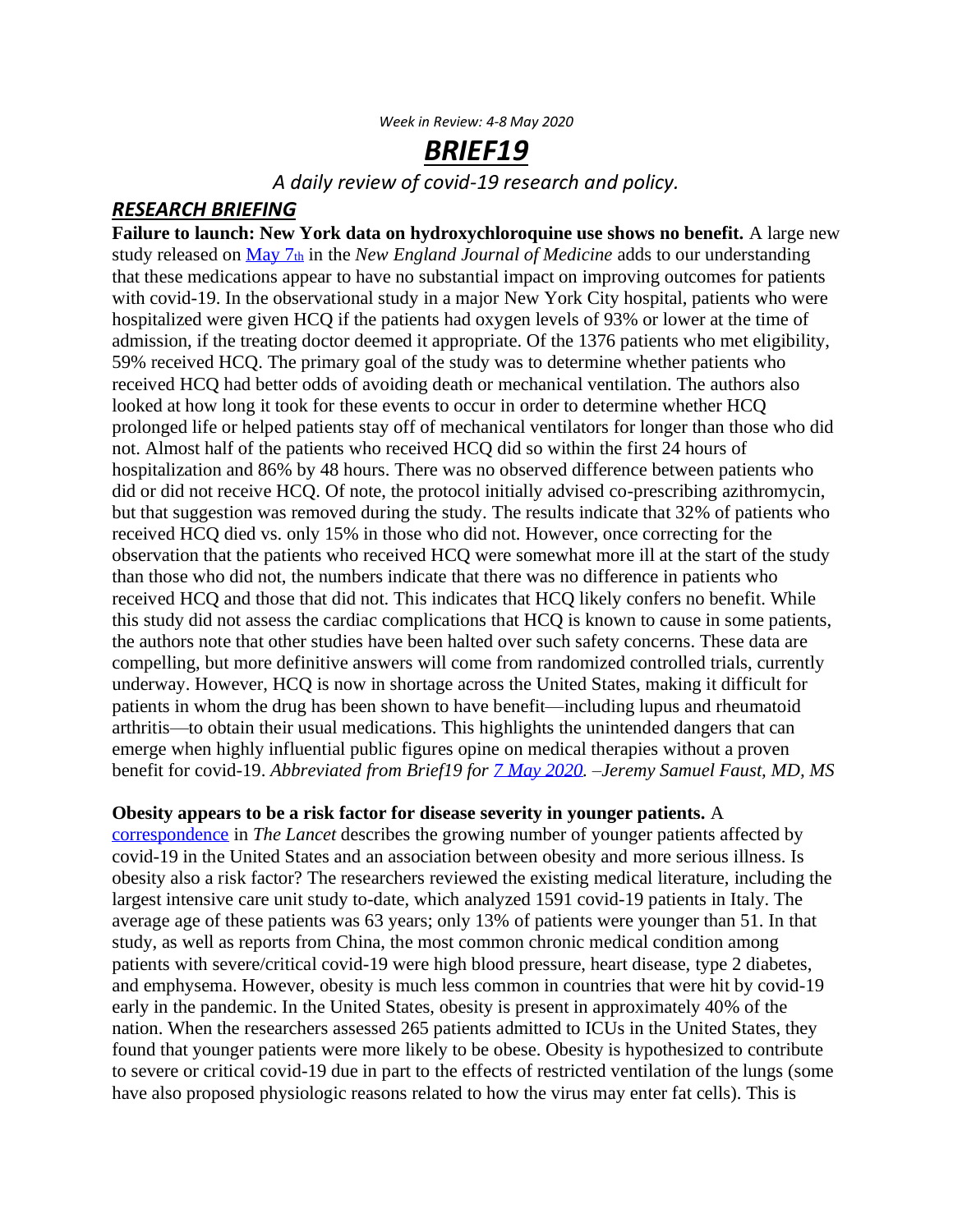*Week in Review: 4-8 May 2020*

# *BRIEF19*

*A daily review of covid-19 research and policy.*

## *RESEARCH BRIEFING*

**Failure to launch: New York data on hydroxychloroquine use shows no benefit.** A large new study released on May 7th in the *New England Journal of Medicine* adds to our understanding that these medications appear to have no substantial impact on improving outcomes for patients with covid-19. In the observational study in a major New York City hospital, patients who were hospitalized were given HCQ if the patients had oxygen levels of 93% or lower at the time of admission, if the treating doctor deemed it appropriate. Of the 1376 patients who met eligibility, 59% received HCQ. The primary goal of the study was to determine whether patients who received HCQ had better odds of avoiding death or mechanical ventilation. The authors also looked at how long it took for these events to occur in order to determine whether HCQ prolonged life or helped patients stay off of mechanical ventilators for longer than those who did not. Almost half of the patients who received HCQ did so within the first 24 hours of hospitalization and 86% by 48 hours. There was no observed difference between patients who did or did not receive HCQ. Of note, the protocol initially advised co-prescribing azithromycin, but that suggestion was removed during the study. The results indicate that 32% of patients who received HCQ died vs. only 15% in those who did not. However, once correcting for the observation that the patients who received HCQ were somewhat more ill at the start of the study than those who did not, the numbers indicate that there was no difference in patients who received HCQ and those that did not. This indicates that HCQ likely confers no benefit. While this study did not assess the cardiac complications that HCQ is known to cause in some patients, the authors note that other studies have been halted over such safety concerns. These data are compelling, but more definitive answers will come from randomized controlled trials, currently underway. However, HCQ is now in shortage across the United States, making it difficult for patients in whom the drug has been shown to have benefit—including lupus and rheumatoid arthritis—to obtain their usual medications. This highlights the unintended dangers that can emerge when highly influential public figures opine on medical therapies without a proven benefit for covid-19. *Abbreviated from Brief19 for 7 May 2020. –Jeremy Samuel Faust, MD, MS*

**Obesity appears to be a risk factor for disease severity in younger patients.** A correspondence in *The Lancet* describes the growing number of younger patients affected by covid-19 in the United States and an association between obesity and more serious illness. Is obesity also a risk factor? The researchers reviewed the existing medical literature, including the largest intensive care unit study to-date, which analyzed 1591 covid-19 patients in Italy. The average age of these patients was 63 years; only 13% of patients were younger than 51. In that study, as well as reports from China, the most common chronic medical condition among patients with severe/critical covid-19 were high blood pressure, heart disease, type 2 diabetes, and emphysema. However, obesity is much less common in countries that were hit by covid-19 early in the pandemic. In the United States, obesity is present in approximately 40% of the nation. When the researchers assessed 265 patients admitted to ICUs in the United States, they found that younger patients were more likely to be obese. Obesity is hypothesized to contribute to severe or critical covid-19 due in part to the effects of restricted ventilation of the lungs (some have also proposed physiologic reasons related to how the virus may enter fat cells). This is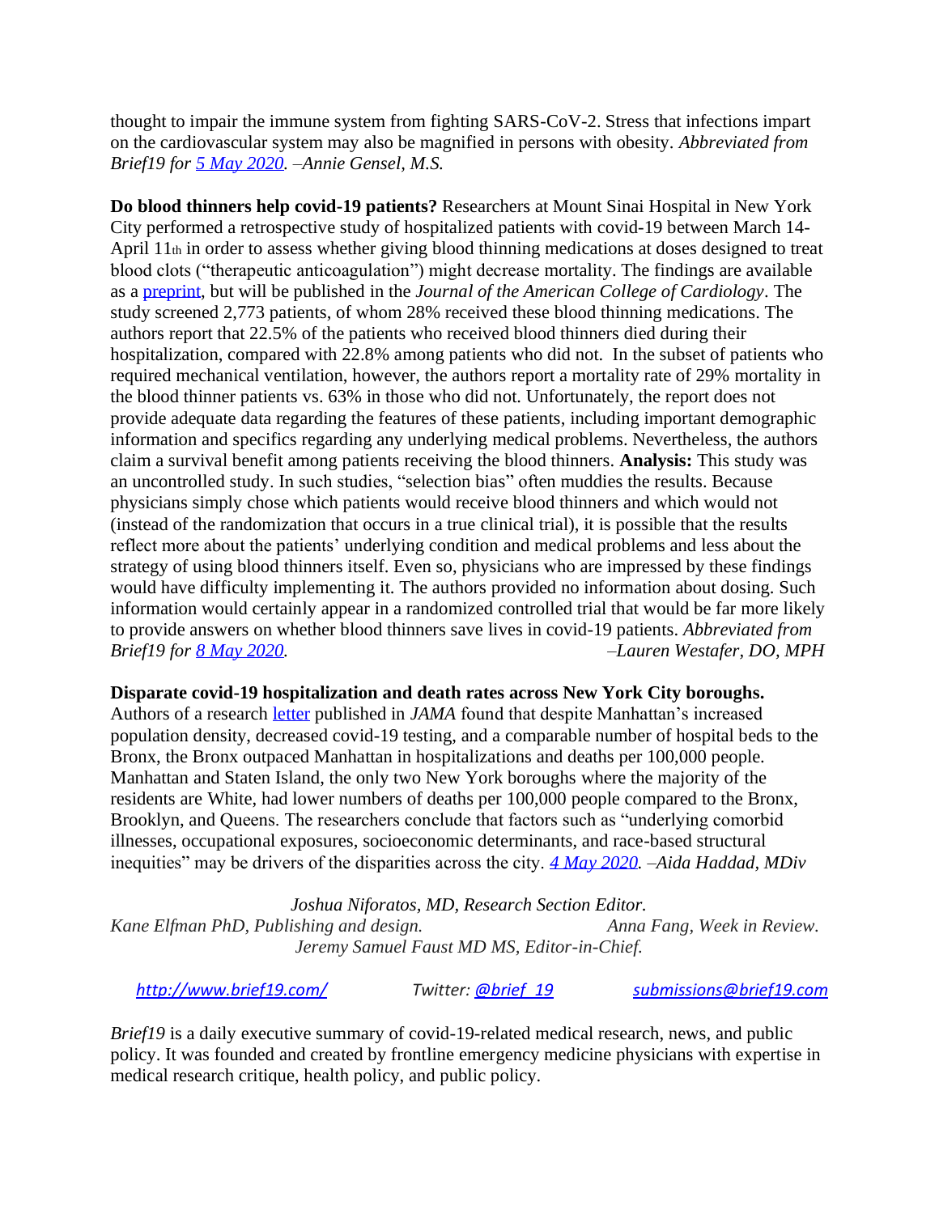thought to impair the immune system from fighting SARS-CoV-2. Stress that infections impart on the cardiovascular system may also be magnified in persons with obesity. *Abbreviated from Brief19 for [5 May 2020](). –Annie Gensel, M.S.*

**Do blood thinners help covid-19 patients?** Researchers at Mount Sinai Hospital in New York City performed a retrospective study of hospitalized patients with covid-19 between March 14-April 11th in order to assess whether giving blood thinning medications at doses designed to treat blood clots ("therapeutic anticoagulation") might decrease mortality. The findings are available as a [preprint](), but will be published in the *Journal of the American College of Cardiology*. The study screened 2,773 patients, of whom 28% received these blood thinning medications. The authors report that 22.5% of the patients who received blood thinners died during their hospitalization, compared with 22.8% among patients who did not. In the subset of patients who required mechanical ventilation, however, the authors report a mortality rate of 29% mortality in the blood thinner patients vs. 63% in those who did not. Unfortunately, the report does not provide adequate data regarding the features of these patients, including important demographic information and specifics regarding any underlying medical problems. Nevertheless, the authors claim a survival benefit among patients receiving the blood thinners. **Analysis:** This study was an uncontrolled study. In such studies, "selection bias" often muddies the results. Because physicians simply chose which patients would receive blood thinners and which would not (instead of the randomization that occurs in a true clinical trial), it is possible that the results reflect more about the patients' underlying condition and medical problems and less about the strategy of using blood thinners itself. Even so, physicians who are impressed by these findings would have difficulty implementing it. The authors provided no information about dosing. Such information would certainly appear in a randomized controlled trial that would be far more likely to provide answers on whether blood thinners save lives in covid-19 patients. *Abbreviated from Brief19 for [8 May 2020](). –Lauren Westafer, DO, MPH*

**Disparate covid-19 hospitalization and death rates across New York City boroughs.** Authors of a research [letter]() published in *JAMA* found that despite Manhattan's increased population density, decreased covid-19 testing, and a comparable number of hospital beds to the Bronx, the Bronx outpaced Manhattan in hospitalizations and deaths per 100,000 people. Manhattan and Staten Island, the only two New York boroughs where the majority of the residents are White, had lower numbers of deaths per 100,000 people compared to the Bronx, Brooklyn, and Queens. The researchers conclude that factors such as "underlying comorbid illnesses, occupational exposures, socioeconomic determinants, and race-based structural inequities" may be drivers of the disparities across the city. *[4 May 2020](). –Aida Haddad, MDiv*

*Joshua Niforatos, MD, Research Section Editor.*
*Kane Elfman PhD, Publishing and design.* *Anna Fang, Week in Review.*
*Jeremy Samuel Faust MD MS, Editor-in-Chief.*

*[http://www.brief19.com/](http://www.brief19.com/)* Twitter: *[@brief_19]()* *[submissions@brief19.com](mailto:submissions@brief19.com)*

*Brief19* is a daily executive summary of covid-19-related medical research, news, and public policy. It was founded and created by frontline emergency medicine physicians with expertise in medical research critique, health policy, and public policy.